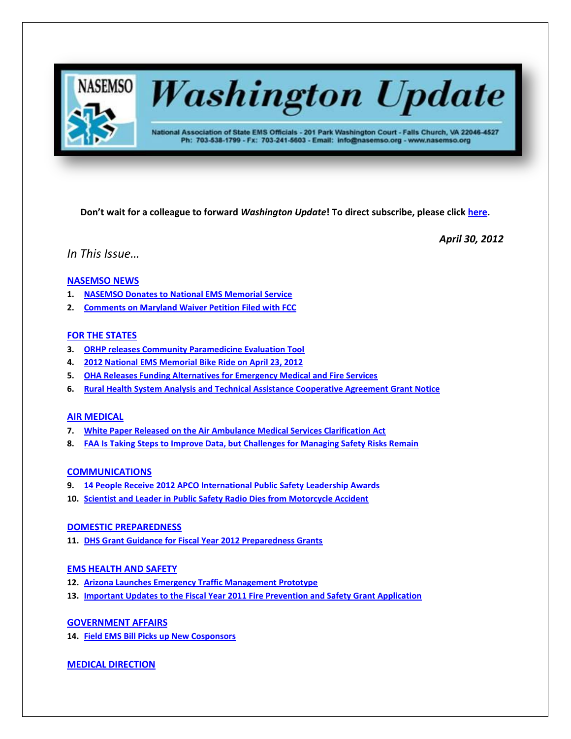# NASEMSO Washington Update

National Association of State EMS Officials - 201 Park Washington Court - Falls Church, VA 22046-4527
Ph: 703-538-1799 - Fx: 703-241-5603 - Email: info@nasemso.org - www.nasemso.org

**Don't wait for a colleague to forward *Washington Update*! To direct subscribe, please click here.**

***April 30, 2012***

*In This Issue…*

**NASEMSO NEWS**

1. **NASEMSO Donates to National EMS Memorial Service**
2. **Comments on Maryland Waiver Petition Filed with FCC**

**FOR THE STATES**

3. **ORHP releases Community Paramedicine Evaluation Tool**
4. **2012 National EMS Memorial Bike Ride on April 23, 2012**
5. **OHA Releases Funding Alternatives for Emergency Medical and Fire Services**
6. **Rural Health System Analysis and Technical Assistance Cooperative Agreement Grant Notice**

**AIR MEDICAL**

7. **White Paper Released on the Air Ambulance Medical Services Clarification Act**
8. **FAA Is Taking Steps to Improve Data, but Challenges for Managing Safety Risks Remain**

**COMMUNICATIONS**

9. **14 People Receive 2012 APCO International Public Safety Leadership Awards**
10. **Scientist and Leader in Public Safety Radio Dies from Motorcycle Accident**

**DOMESTIC PREPAREDNESS**

11. **DHS Grant Guidance for Fiscal Year 2012 Preparedness Grants**

**EMS HEALTH AND SAFETY**

12. **Arizona Launches Emergency Traffic Management Prototype**
13. **Important Updates to the Fiscal Year 2011 Fire Prevention and Safety Grant Application**

**GOVERNMENT AFFAIRS**

14. **Field EMS Bill Picks up New Cosponsors**

**MEDICAL DIRECTION**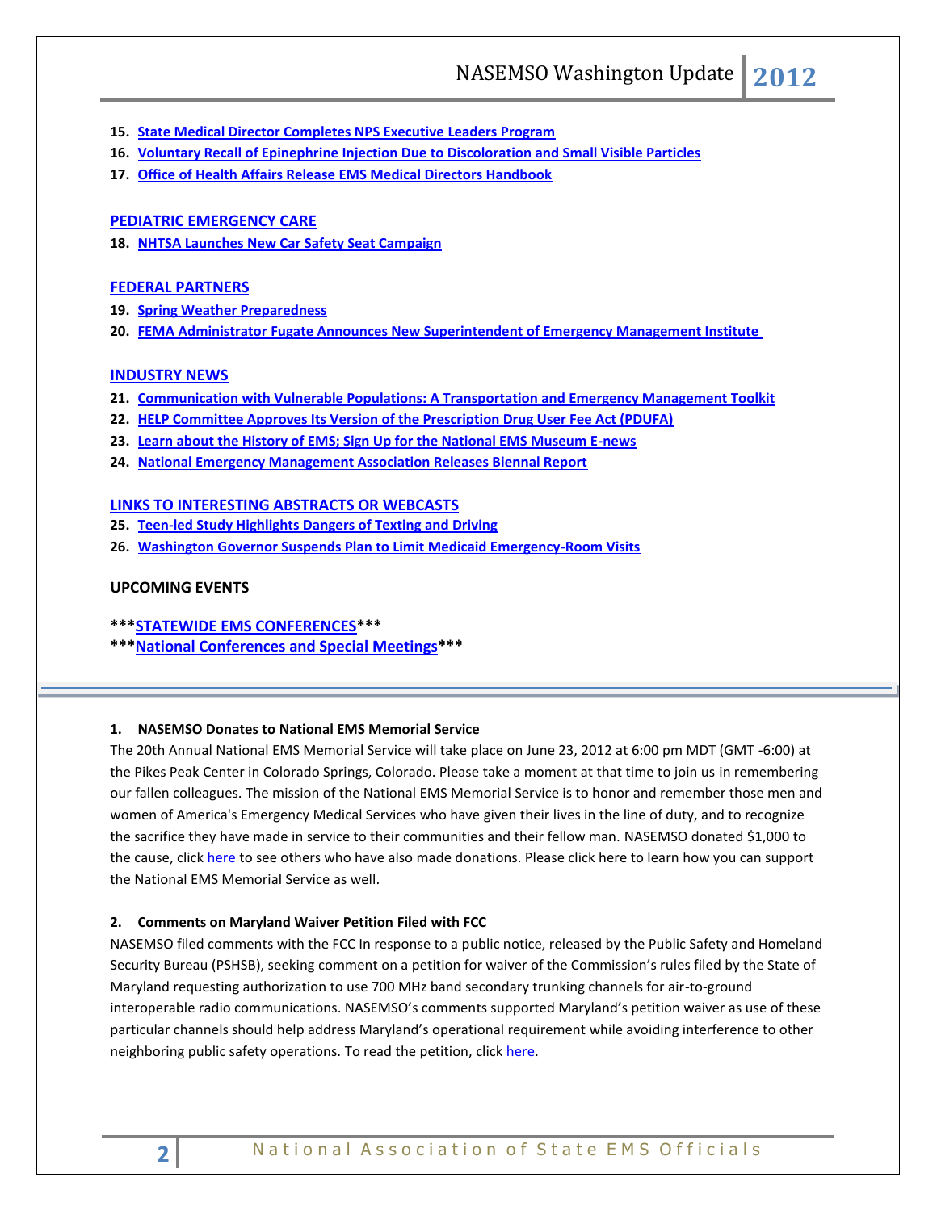15. **State Medical Director Completes NPS Executive Leaders Program**
16. **Voluntary Recall of Epinephrine Injection Due to Discoloration and Small Visible Particles**
17. **Office of Health Affairs Release EMS Medical Directors Handbook**

**PEDIATRIC EMERGENCY CARE**

18. **NHTSA Launches New Car Safety Seat Campaign**

**FEDERAL PARTNERS**

19. **Spring Weather Preparedness**
20. **FEMA Administrator Fugate Announces New Superintendent of Emergency Management Institute**

**INDUSTRY NEWS**

21. **Communication with Vulnerable Populations: A Transportation and Emergency Management Toolkit**
22. **HELP Committee Approves Its Version of the Prescription Drug User Fee Act (PDUFA)**
23. **Learn about the History of EMS; Sign Up for the National EMS Museum E-news**
24. **National Emergency Management Association Releases Biennial Report**

**LINKS TO INTERESTING ABSTRACTS OR WEBCASTS**

25. **Teen-led Study Highlights Dangers of Texting and Driving**
26. **Washington Governor Suspends Plan to Limit Medicaid Emergency-Room Visits**

**UPCOMING EVENTS**

**\*\*\*STATEWIDE EMS CONFERENCES\*\*\***
**\*\*\*National Conferences and Special Meetings\*\*\***

---

### 1. NASEMSO Donates to National EMS Memorial Service

The 20th Annual National EMS Memorial Service will take place on June 23, 2012 at 6:00 pm MDT (GMT -6:00) at the Pikes Peak Center in Colorado Springs, Colorado. Please take a moment at that time to join us in remembering our fallen colleagues. The mission of the National EMS Memorial Service is to honor and remember those men and women of America's Emergency Medical Services who have given their lives in the line of duty, and to recognize the sacrifice they have made in service to their communities and their fellow man. NASEMSO donated $1,000 to the cause, click here to see others who have also made donations. Please click here to learn how you can support the National EMS Memorial Service as well.

### 2. Comments on Maryland Waiver Petition Filed with FCC

NASEMSO filed comments with the FCC In response to a public notice, released by the Public Safety and Homeland Security Bureau (PSHSB), seeking comment on a petition for waiver of the Commission's rules filed by the State of Maryland requesting authorization to use 700 MHz band secondary trunking channels for air-to-ground interoperable radio communications. NASEMSO's comments supported Maryland's petition waiver as use of these particular channels should help address Maryland's operational requirement while avoiding interference to other neighboring public safety operations. To read the petition, click here.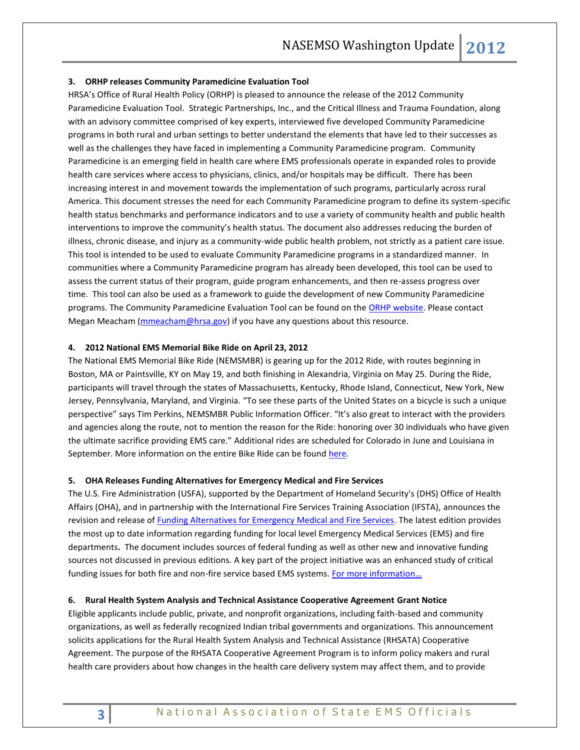### 3. ORHP releases Community Paramedicine Evaluation Tool

HRSA's Office of Rural Health Policy (ORHP) is pleased to announce the release of the 2012 Community Paramedicine Evaluation Tool. Strategic Partnerships, Inc., and the Critical Illness and Trauma Foundation, along with an advisory committee comprised of key experts, interviewed five developed Community Paramedicine programs in both rural and urban settings to better understand the elements that have led to their successes as well as the challenges they have faced in implementing a Community Paramedicine program. Community Paramedicine is an emerging field in health care where EMS professionals operate in expanded roles to provide health care services where access to physicians, clinics, and/or hospitals may be difficult. There has been increasing interest in and movement towards the implementation of such programs, particularly across rural America. This document stresses the need for each Community Paramedicine program to define its system-specific health status benchmarks and performance indicators and to use a variety of community health and public health interventions to improve the community's health status. The document also addresses reducing the burden of illness, chronic disease, and injury as a community-wide public health problem, not strictly as a patient care issue. This tool is intended to be used to evaluate Community Paramedicine programs in a standardized manner. In communities where a Community Paramedicine program has already been developed, this tool can be used to assess the current status of their program, guide program enhancements, and then re-assess progress over time. This tool can also be used as a framework to guide the development of new Community Paramedicine programs. The Community Paramedicine Evaluation Tool can be found on the ORHP website. Please contact Megan Meacham (mmeacham@hrsa.gov) if you have any questions about this resource.

### 4. 2012 National EMS Memorial Bike Ride on April 23, 2012

The National EMS Memorial Bike Ride (NEMSMBR) is gearing up for the 2012 Ride, with routes beginning in Boston, MA or Paintsville, KY on May 19, and both finishing in Alexandria, Virginia on May 25. During the Ride, participants will travel through the states of Massachusetts, Kentucky, Rhode Island, Connecticut, New York, New Jersey, Pennsylvania, Maryland, and Virginia. "To see these parts of the United States on a bicycle is such a unique perspective" says Tim Perkins, NEMSMBR Public Information Officer. "It's also great to interact with the providers and agencies along the route, not to mention the reason for the Ride: honoring over 30 individuals who have given the ultimate sacrifice providing EMS care." Additional rides are scheduled for Colorado in June and Louisiana in September. More information on the entire Bike Ride can be found here.

### 5. OHA Releases Funding Alternatives for Emergency Medical and Fire Services

The U.S. Fire Administration (USFA), supported by the Department of Homeland Security's (DHS) Office of Health Affairs (OHA), and in partnership with the International Fire Services Training Association (IFSTA), announces the revision and release of Funding Alternatives for Emergency Medical and Fire Services. The latest edition provides the most up to date information regarding funding for local level Emergency Medical Services (EMS) and fire departments**.** The document includes sources of federal funding as well as other new and innovative funding sources not discussed in previous editions. A key part of the project initiative was an enhanced study of critical funding issues for both fire and non-fire service based EMS systems. For more information…

### 6. Rural Health System Analysis and Technical Assistance Cooperative Agreement Grant Notice

Eligible applicants include public, private, and nonprofit organizations, including faith-based and community organizations, as well as federally recognized Indian tribal governments and organizations. This announcement solicits applications for the Rural Health System Analysis and Technical Assistance (RHSATA) Cooperative Agreement. The purpose of the RHSATA Cooperative Agreement Program is to inform policy makers and rural health care providers about how changes in the health care delivery system may affect them, and to provide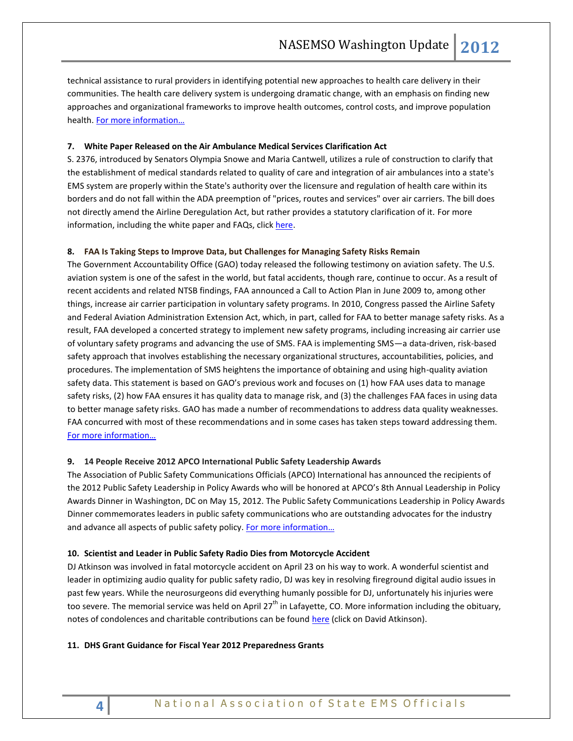technical assistance to rural providers in identifying potential new approaches to health care delivery in their communities. The health care delivery system is undergoing dramatic change, with an emphasis on finding new approaches and organizational frameworks to improve health outcomes, control costs, and improve population health. [For more information…]()

### 7. White Paper Released on the Air Ambulance Medical Services Clarification Act

S. 2376, introduced by Senators Olympia Snowe and Maria Cantwell, utilizes a rule of construction to clarify that the establishment of medical standards related to quality of care and integration of air ambulances into a state's EMS system are properly within the State's authority over the licensure and regulation of health care within its borders and do not fall within the ADA preemption of "prices, routes and services" over air carriers. The bill does not directly amend the Airline Deregulation Act, but rather provides a statutory clarification of it. For more information, including the white paper and FAQs, click [here]().

### 8. FAA Is Taking Steps to Improve Data, but Challenges for Managing Safety Risks Remain

The Government Accountability Office (GAO) today released the following testimony on aviation safety. The U.S. aviation system is one of the safest in the world, but fatal accidents, though rare, continue to occur. As a result of recent accidents and related NTSB findings, FAA announced a Call to Action Plan in June 2009 to, among other things, increase air carrier participation in voluntary safety programs. In 2010, Congress passed the Airline Safety and Federal Aviation Administration Extension Act, which, in part, called for FAA to better manage safety risks. As a result, FAA developed a concerted strategy to implement new safety programs, including increasing air carrier use of voluntary safety programs and advancing the use of SMS. FAA is implementing SMS—a data-driven, risk-based safety approach that involves establishing the necessary organizational structures, accountabilities, policies, and procedures. The implementation of SMS heightens the importance of obtaining and using high-quality aviation safety data. This statement is based on GAO's previous work and focuses on (1) how FAA uses data to manage safety risks, (2) how FAA ensures it has quality data to manage risk, and (3) the challenges FAA faces in using data to better manage safety risks. GAO has made a number of recommendations to address data quality weaknesses. FAA concurred with most of these recommendations and in some cases has taken steps toward addressing them. [For more information…]()

### 9. 14 People Receive 2012 APCO International Public Safety Leadership Awards

The Association of Public Safety Communications Officials (APCO) International has announced the recipients of the 2012 Public Safety Leadership in Policy Awards who will be honored at APCO's 8th Annual Leadership in Policy Awards Dinner in Washington, DC on May 15, 2012. The Public Safety Communications Leadership in Policy Awards Dinner commemorates leaders in public safety communications who are outstanding advocates for the industry and advance all aspects of public safety policy. [For more information…]()

### 10. Scientist and Leader in Public Safety Radio Dies from Motorcycle Accident

DJ Atkinson was involved in fatal motorcycle accident on April 23 on his way to work. A wonderful scientist and leader in optimizing audio quality for public safety radio, DJ was key in resolving fireground digital audio issues in past few years. While the neurosurgeons did everything humanly possible for DJ, unfortunately his injuries were too severe. The memorial service was held on April 27th in Lafayette, CO. More information including the obituary, notes of condolences and charitable contributions can be found [here]() (click on David Atkinson).

### 11. DHS Grant Guidance for Fiscal Year 2012 Preparedness Grants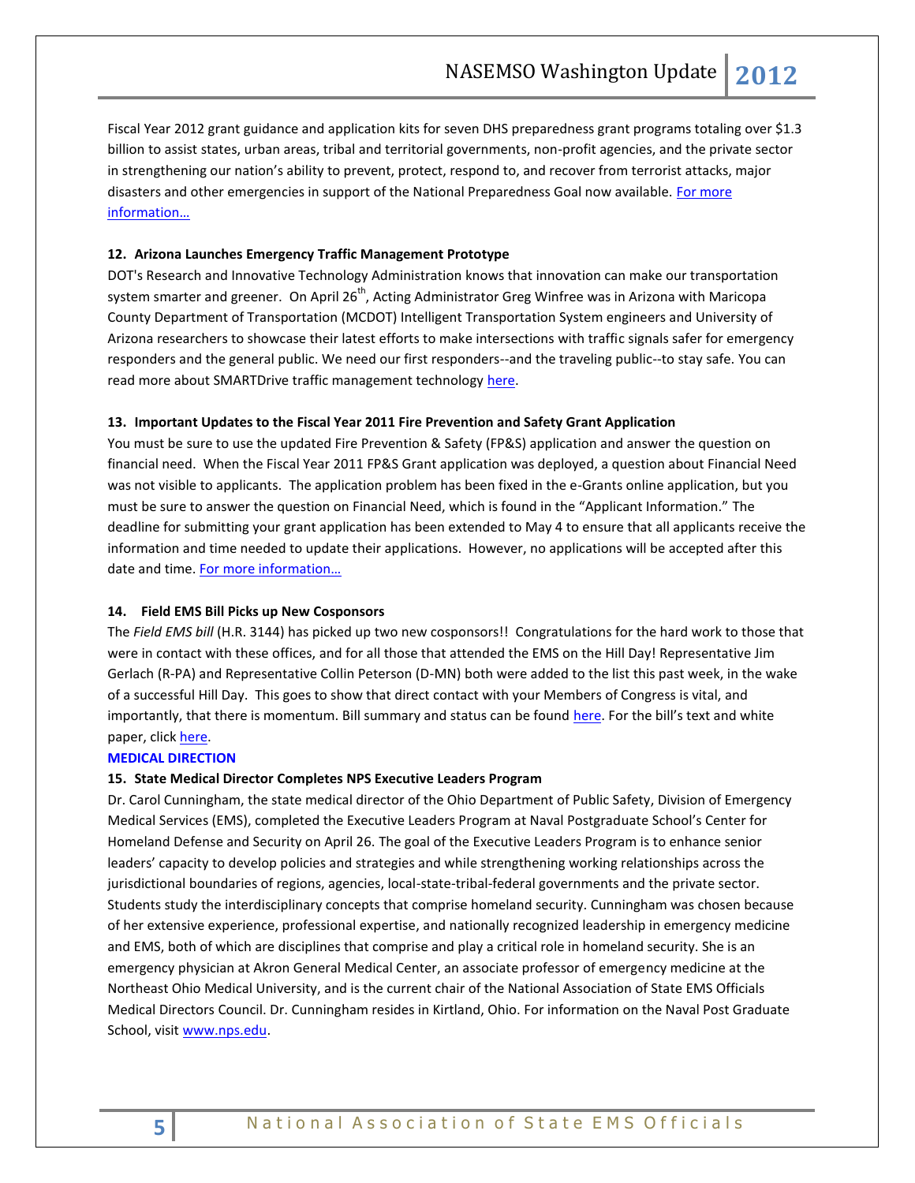Fiscal Year 2012 grant guidance and application kits for seven DHS preparedness grant programs totaling over $1.3 billion to assist states, urban areas, tribal and territorial governments, non-profit agencies, and the private sector in strengthening our nation's ability to prevent, protect, respond to, and recover from terrorist attacks, major disasters and other emergencies in support of the National Preparedness Goal now available. For more information…

**12. Arizona Launches Emergency Traffic Management Prototype**

DOT's Research and Innovative Technology Administration knows that innovation can make our transportation system smarter and greener. On April 26th, Acting Administrator Greg Winfree was in Arizona with Maricopa County Department of Transportation (MCDOT) Intelligent Transportation System engineers and University of Arizona researchers to showcase their latest efforts to make intersections with traffic signals safer for emergency responders and the general public. We need our first responders--and the traveling public--to stay safe. You can read more about SMARTDrive traffic management technology here.

**13. Important Updates to the Fiscal Year 2011 Fire Prevention and Safety Grant Application**

You must be sure to use the updated Fire Prevention & Safety (FP&S) application and answer the question on financial need. When the Fiscal Year 2011 FP&S Grant application was deployed, a question about Financial Need was not visible to applicants. The application problem has been fixed in the e-Grants online application, but you must be sure to answer the question on Financial Need, which is found in the "Applicant Information." The deadline for submitting your grant application has been extended to May 4 to ensure that all applicants receive the information and time needed to update their applications. However, no applications will be accepted after this date and time. For more information…

**14. Field EMS Bill Picks up New Cosponsors**

The *Field EMS bill* (H.R. 3144) has picked up two new cosponsors!! Congratulations for the hard work to those that were in contact with these offices, and for all those that attended the EMS on the Hill Day! Representative Jim Gerlach (R-PA) and Representative Collin Peterson (D-MN) both were added to the list this past week, in the wake of a successful Hill Day. This goes to show that direct contact with your Members of Congress is vital, and importantly, that there is momentum. Bill summary and status can be found here. For the bill's text and white paper, click here.

**MEDICAL DIRECTION**

**15. State Medical Director Completes NPS Executive Leaders Program**

Dr. Carol Cunningham, the state medical director of the Ohio Department of Public Safety, Division of Emergency Medical Services (EMS), completed the Executive Leaders Program at Naval Postgraduate School's Center for Homeland Defense and Security on April 26. The goal of the Executive Leaders Program is to enhance senior leaders' capacity to develop policies and strategies and while strengthening working relationships across the jurisdictional boundaries of regions, agencies, local-state-tribal-federal governments and the private sector. Students study the interdisciplinary concepts that comprise homeland security. Cunningham was chosen because of her extensive experience, professional expertise, and nationally recognized leadership in emergency medicine and EMS, both of which are disciplines that comprise and play a critical role in homeland security. She is an emergency physician at Akron General Medical Center, an associate professor of emergency medicine at the Northeast Ohio Medical University, and is the current chair of the National Association of State EMS Officials Medical Directors Council. Dr. Cunningham resides in Kirtland, Ohio. For information on the Naval Post Graduate School, visit www.nps.edu.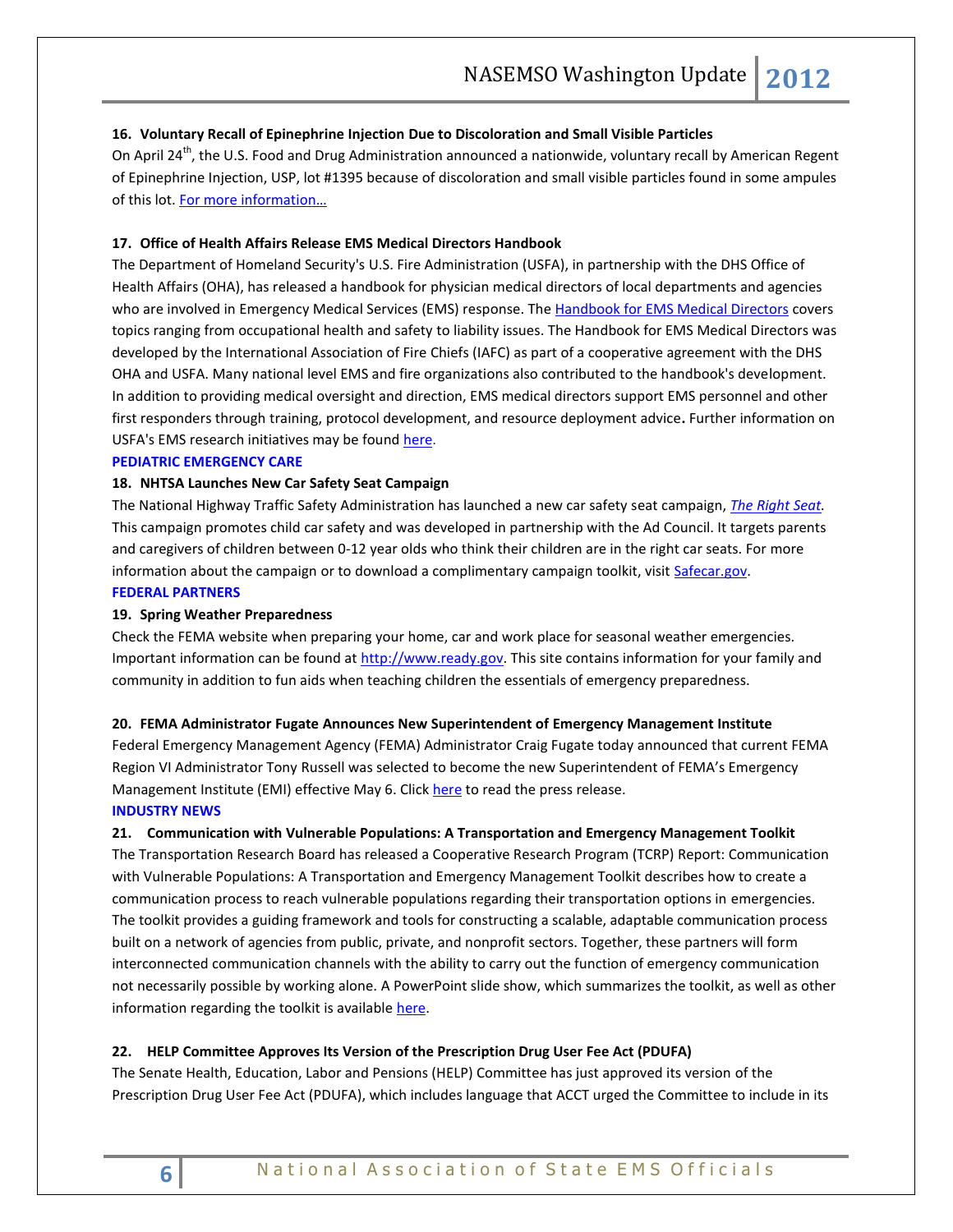**16. Voluntary Recall of Epinephrine Injection Due to Discoloration and Small Visible Particles**

On April 24th, the U.S. Food and Drug Administration announced a nationwide, voluntary recall by American Regent of Epinephrine Injection, USP, lot #1395 because of discoloration and small visible particles found in some ampules of this lot. For more information…

**17. Office of Health Affairs Release EMS Medical Directors Handbook**

The Department of Homeland Security's U.S. Fire Administration (USFA), in partnership with the DHS Office of Health Affairs (OHA), has released a handbook for physician medical directors of local departments and agencies who are involved in Emergency Medical Services (EMS) response. The Handbook for EMS Medical Directors covers topics ranging from occupational health and safety to liability issues. The Handbook for EMS Medical Directors was developed by the International Association of Fire Chiefs (IAFC) as part of a cooperative agreement with the DHS OHA and USFA. Many national level EMS and fire organizations also contributed to the handbook's development. In addition to providing medical oversight and direction, EMS medical directors support EMS personnel and other first responders through training, protocol development, and resource deployment advice. Further information on USFA's EMS research initiatives may be found here.

**PEDIATRIC EMERGENCY CARE**

**18. NHTSA Launches New Car Safety Seat Campaign**

The National Highway Traffic Safety Administration has launched a new car safety seat campaign, *The Right Seat*. This campaign promotes child car safety and was developed in partnership with the Ad Council. It targets parents and caregivers of children between 0-12 year olds who think their children are in the right car seats. For more information about the campaign or to download a complimentary campaign toolkit, visit Safecar.gov.

**FEDERAL PARTNERS**

**19. Spring Weather Preparedness**

Check the FEMA website when preparing your home, car and work place for seasonal weather emergencies. Important information can be found at http://www.ready.gov. This site contains information for your family and community in addition to fun aids when teaching children the essentials of emergency preparedness.

**20. FEMA Administrator Fugate Announces New Superintendent of Emergency Management Institute**

Federal Emergency Management Agency (FEMA) Administrator Craig Fugate today announced that current FEMA Region VI Administrator Tony Russell was selected to become the new Superintendent of FEMA's Emergency Management Institute (EMI) effective May 6. Click here to read the press release.

**INDUSTRY NEWS**

**21. Communication with Vulnerable Populations: A Transportation and Emergency Management Toolkit**

The Transportation Research Board has released a Cooperative Research Program (TCRP) Report: Communication with Vulnerable Populations: A Transportation and Emergency Management Toolkit describes how to create a communication process to reach vulnerable populations regarding their transportation options in emergencies. The toolkit provides a guiding framework and tools for constructing a scalable, adaptable communication process built on a network of agencies from public, private, and nonprofit sectors. Together, these partners will form interconnected communication channels with the ability to carry out the function of emergency communication not necessarily possible by working alone. A PowerPoint slide show, which summarizes the toolkit, as well as other information regarding the toolkit is available here.

**22. HELP Committee Approves Its Version of the Prescription Drug User Fee Act (PDUFA)**

The Senate Health, Education, Labor and Pensions (HELP) Committee has just approved its version of the Prescription Drug User Fee Act (PDUFA), which includes language that ACCT urged the Committee to include in its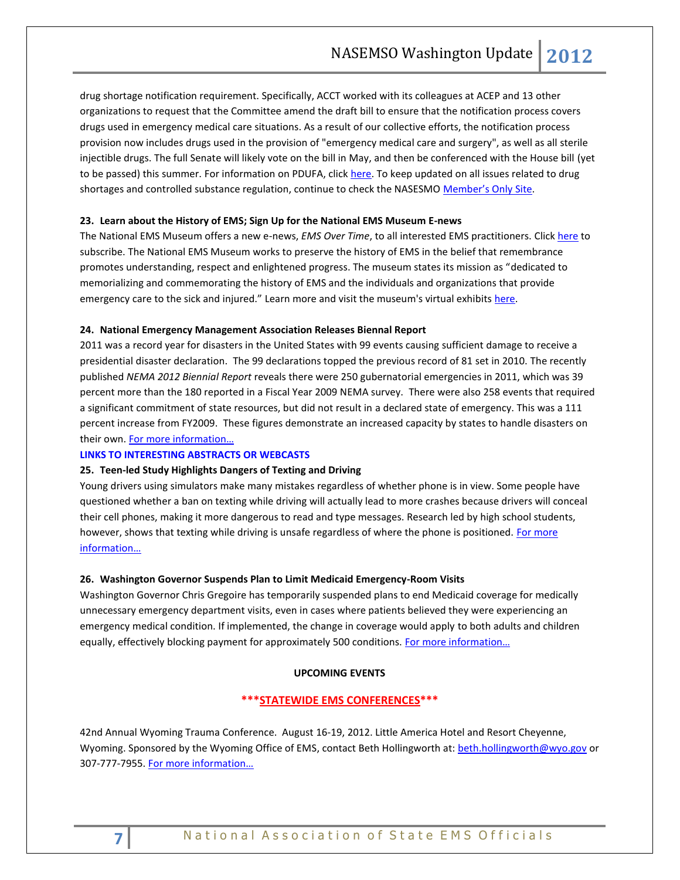drug shortage notification requirement. Specifically, ACCT worked with its colleagues at ACEP and 13 other organizations to request that the Committee amend the draft bill to ensure that the notification process covers drugs used in emergency medical care situations. As a result of our collective efforts, the notification process provision now includes drugs used in the provision of "emergency medical care and surgery", as well as all sterile injectible drugs. The full Senate will likely vote on the bill in May, and then be conferenced with the House bill (yet to be passed) this summer. For information on PDUFA, click here. To keep updated on all issues related to drug shortages and controlled substance regulation, continue to check the NASEMSO Member's Only Site.

**23. Learn about the History of EMS; Sign Up for the National EMS Museum E-news**

The National EMS Museum offers a new e-news, *EMS Over Time*, to all interested EMS practitioners. Click here to subscribe. The National EMS Museum works to preserve the history of EMS in the belief that remembrance promotes understanding, respect and enlightened progress. The museum states its mission as "dedicated to memorializing and commemorating the history of EMS and the individuals and organizations that provide emergency care to the sick and injured." Learn more and visit the museum's virtual exhibits here.

**24. National Emergency Management Association Releases Biennal Report**

2011 was a record year for disasters in the United States with 99 events causing sufficient damage to receive a presidential disaster declaration. The 99 declarations topped the previous record of 81 set in 2010. The recently published *NEMA 2012 Biennial Report* reveals there were 250 gubernatorial emergencies in 2011, which was 39 percent more than the 180 reported in a Fiscal Year 2009 NEMA survey. There were also 258 events that required a significant commitment of state resources, but did not result in a declared state of emergency. This was a 111 percent increase from FY2009. These figures demonstrate an increased capacity by states to handle disasters on their own. For more information…

**LINKS TO INTERESTING ABSTRACTS OR WEBCASTS**

**25. Teen-led Study Highlights Dangers of Texting and Driving**

Young drivers using simulators make many mistakes regardless of whether phone is in view. Some people have questioned whether a ban on texting while driving will actually lead to more crashes because drivers will conceal their cell phones, making it more dangerous to read and type messages. Research led by high school students, however, shows that texting while driving is unsafe regardless of where the phone is positioned. For more information…

**26. Washington Governor Suspends Plan to Limit Medicaid Emergency-Room Visits**

Washington Governor Chris Gregoire has temporarily suspended plans to end Medicaid coverage for medically unnecessary emergency department visits, even in cases where patients believed they were experiencing an emergency medical condition. If implemented, the change in coverage would apply to both adults and children equally, effectively blocking payment for approximately 500 conditions. For more information…

**UPCOMING EVENTS**

**\*\*\*STATEWIDE EMS CONFERENCES\*\*\***

42nd Annual Wyoming Trauma Conference. August 16-19, 2012. Little America Hotel and Resort Cheyenne, Wyoming. Sponsored by the Wyoming Office of EMS, contact Beth Hollingworth at: beth.hollingworth@wyo.gov or 307-777-7955. For more information…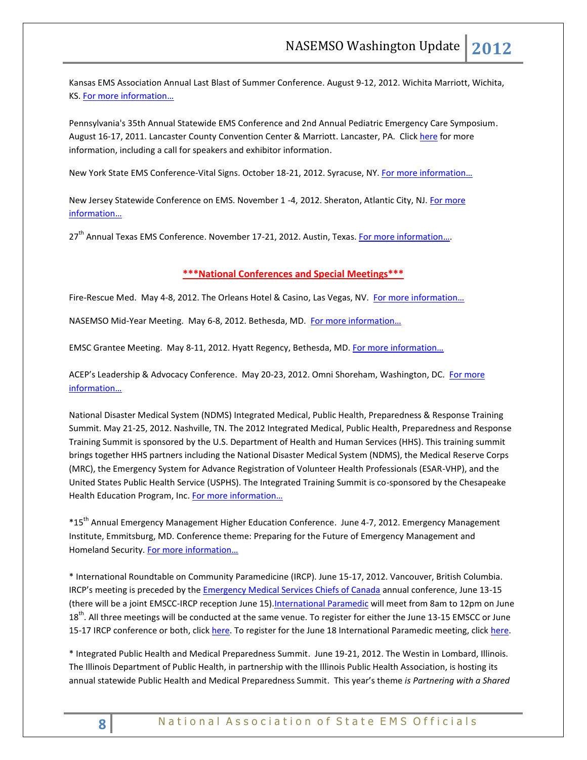Kansas EMS Association Annual Last Blast of Summer Conference. August 9-12, 2012. Wichita Marriott, Wichita, KS. [For more information…]()

Pennsylvania's 35th Annual Statewide EMS Conference and 2nd Annual Pediatric Emergency Care Symposium. August 16-17, 2011. Lancaster County Convention Center & Marriott. Lancaster, PA. Click [here]() for more information, including a call for speakers and exhibitor information.

New York State EMS Conference-Vital Signs. October 18-21, 2012. Syracuse, NY. [For more information…]()

New Jersey Statewide Conference on EMS. November 1 -4, 2012. Sheraton, Atlantic City, NJ. [For more information…]()

27th Annual Texas EMS Conference. November 17-21, 2012. Austin, Texas. [For more information…]().

## ***National Conferences and Special Meetings***

Fire-Rescue Med. May 4-8, 2012. The Orleans Hotel & Casino, Las Vegas, NV. [For more information…]()

NASEMSO Mid-Year Meeting. May 6-8, 2012. Bethesda, MD. [For more information…]()

EMSC Grantee Meeting. May 8-11, 2012. Hyatt Regency, Bethesda, MD. [For more information…]()

ACEP's Leadership & Advocacy Conference. May 20-23, 2012. Omni Shoreham, Washington, DC. [For more information…]()

National Disaster Medical System (NDMS) Integrated Medical, Public Health, Preparedness & Response Training Summit. May 21-25, 2012. Nashville, TN. The 2012 Integrated Medical, Public Health, Preparedness and Response Training Summit is sponsored by the U.S. Department of Health and Human Services (HHS). This training summit brings together HHS partners including the National Disaster Medical System (NDMS), the Medical Reserve Corps (MRC), the Emergency System for Advance Registration of Volunteer Health Professionals (ESAR-VHP), and the United States Public Health Service (USPHS). The Integrated Training Summit is co-sponsored by the Chesapeake Health Education Program, Inc. [For more information…]()

*15th Annual Emergency Management Higher Education Conference. June 4-7, 2012. Emergency Management Institute, Emmitsburg, MD. Conference theme: Preparing for the Future of Emergency Management and Homeland Security. [For more information…]()

* International Roundtable on Community Paramedicine (IRCP). June 15-17, 2012. Vancouver, British Columbia. IRCP's meeting is preceded by the [Emergency Medical Services Chiefs of Canada]() annual conference, June 13-15 (there will be a joint EMSCC-IRCP reception June 15).[International Paramedic]() will meet from 8am to 12pm on June 18th. All three meetings will be conducted at the same venue. To register for either the June 13-15 EMSCC or June 15-17 IRCP conference or both, click [here](). To register for the June 18 International Paramedic meeting, click [here]().

* Integrated Public Health and Medical Preparedness Summit. June 19-21, 2012. The Westin in Lombard, Illinois. The Illinois Department of Public Health, in partnership with the Illinois Public Health Association, is hosting its annual statewide Public Health and Medical Preparedness Summit. This year's theme *is Partnering with a Shared*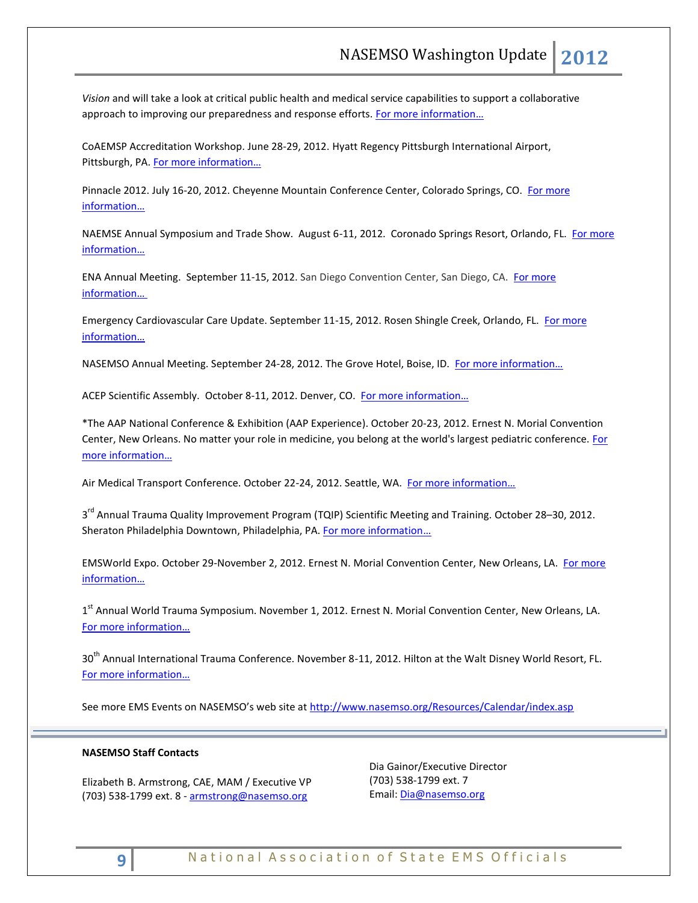*Vision* and will take a look at critical public health and medical service capabilities to support a collaborative approach to improving our preparedness and response efforts. For more information…

CoAEMSP Accreditation Workshop. June 28-29, 2012. Hyatt Regency Pittsburgh International Airport, Pittsburgh, PA. For more information…

Pinnacle 2012. July 16-20, 2012. Cheyenne Mountain Conference Center, Colorado Springs, CO. For more information…

NAEMSE Annual Symposium and Trade Show. August 6-11, 2012. Coronado Springs Resort, Orlando, FL. For more information…

ENA Annual Meeting. September 11-15, 2012. San Diego Convention Center, San Diego, CA. For more information…

Emergency Cardiovascular Care Update. September 11-15, 2012. Rosen Shingle Creek, Orlando, FL. For more information…

NASEMSO Annual Meeting. September 24-28, 2012. The Grove Hotel, Boise, ID. For more information…

ACEP Scientific Assembly. October 8-11, 2012. Denver, CO. For more information…

*The AAP National Conference & Exhibition (AAP Experience). October 20-23, 2012. Ernest N. Morial Convention Center, New Orleans. No matter your role in medicine, you belong at the world's largest pediatric conference. For more information…

Air Medical Transport Conference. October 22-24, 2012. Seattle, WA. For more information…

3rd Annual Trauma Quality Improvement Program (TQIP) Scientific Meeting and Training. October 28–30, 2012. Sheraton Philadelphia Downtown, Philadelphia, PA. For more information…

EMSWorld Expo. October 29-November 2, 2012. Ernest N. Morial Convention Center, New Orleans, LA. For more information…

1st Annual World Trauma Symposium. November 1, 2012. Ernest N. Morial Convention Center, New Orleans, LA. For more information…

30th Annual International Trauma Conference. November 8-11, 2012. Hilton at the Walt Disney World Resort, FL. For more information…

See more EMS Events on NASEMSO's web site at http://www.nasemso.org/Resources/Calendar/index.asp

---

**NASEMSO Staff Contacts**

Elizabeth B. Armstrong, CAE, MAM / Executive VP
(703) 538-1799 ext. 8 - armstrong@nasemso.org

Dia Gainor/Executive Director
(703) 538-1799 ext. 7
Email: Dia@nasemso.org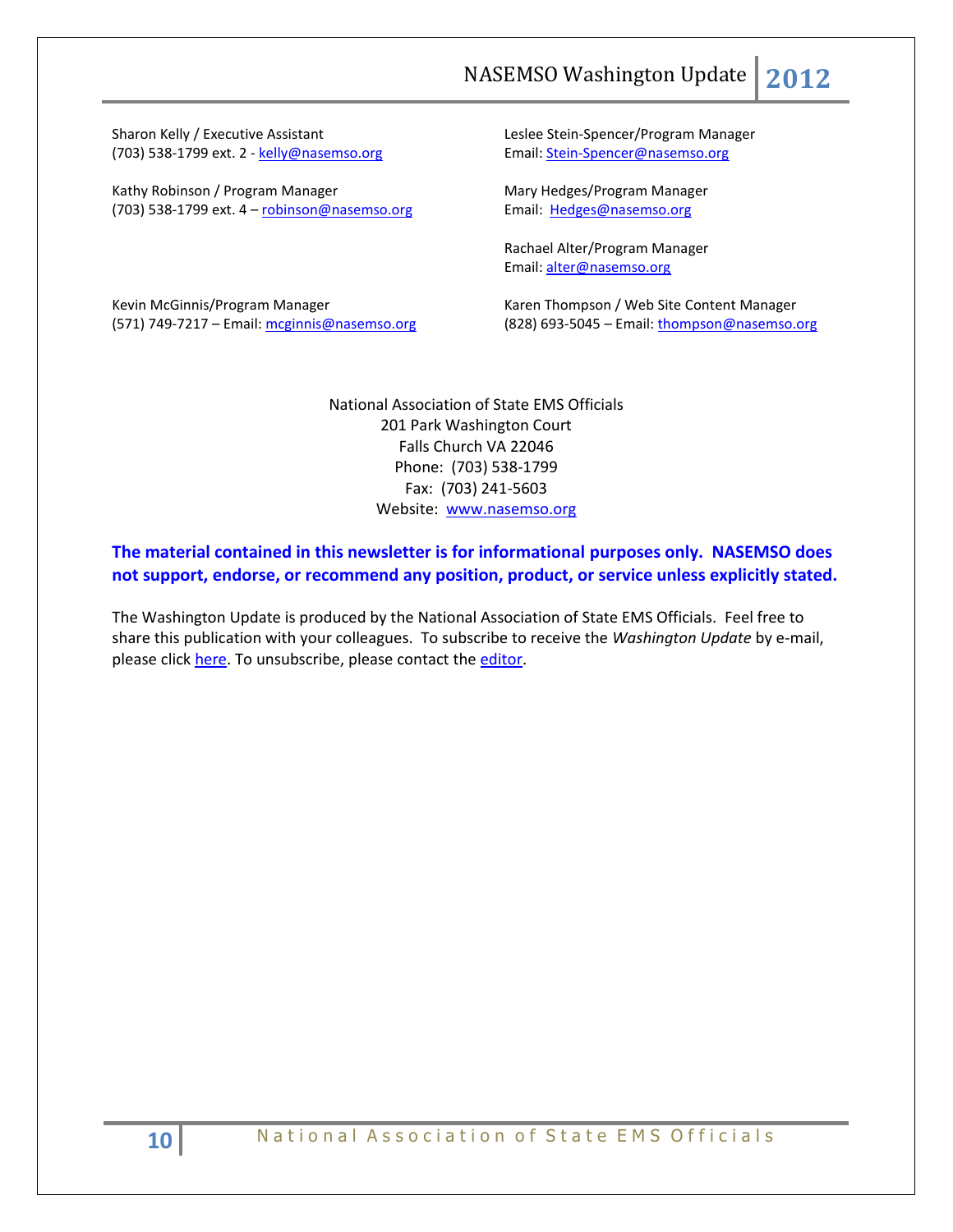Sharon Kelly / Executive Assistant
(703) 538-1799 ext. 2 - kelly@nasemso.org

Kathy Robinson / Program Manager
(703) 538-1799 ext. 4 – robinson@nasemso.org

Kevin McGinnis/Program Manager
(571) 749-7217 – Email: mcginnis@nasemso.org

Leslee Stein-Spencer/Program Manager
Email: Stein-Spencer@nasemso.org

Mary Hedges/Program Manager
Email: Hedges@nasemso.org

Rachael Alter/Program Manager
Email: alter@nasemso.org

Karen Thompson / Web Site Content Manager
(828) 693-5045 – Email: thompson@nasemso.org

National Association of State EMS Officials
201 Park Washington Court
Falls Church VA 22046
Phone: (703) 538-1799
Fax: (703) 241-5603
Website: www.nasemso.org

**The material contained in this newsletter is for informational purposes only. NASEMSO does not support, endorse, or recommend any position, product, or service unless explicitly stated.**

The Washington Update is produced by the National Association of State EMS Officials. Feel free to share this publication with your colleagues. To subscribe to receive the *Washington Update* by e-mail, please click here. To unsubscribe, please contact the editor.